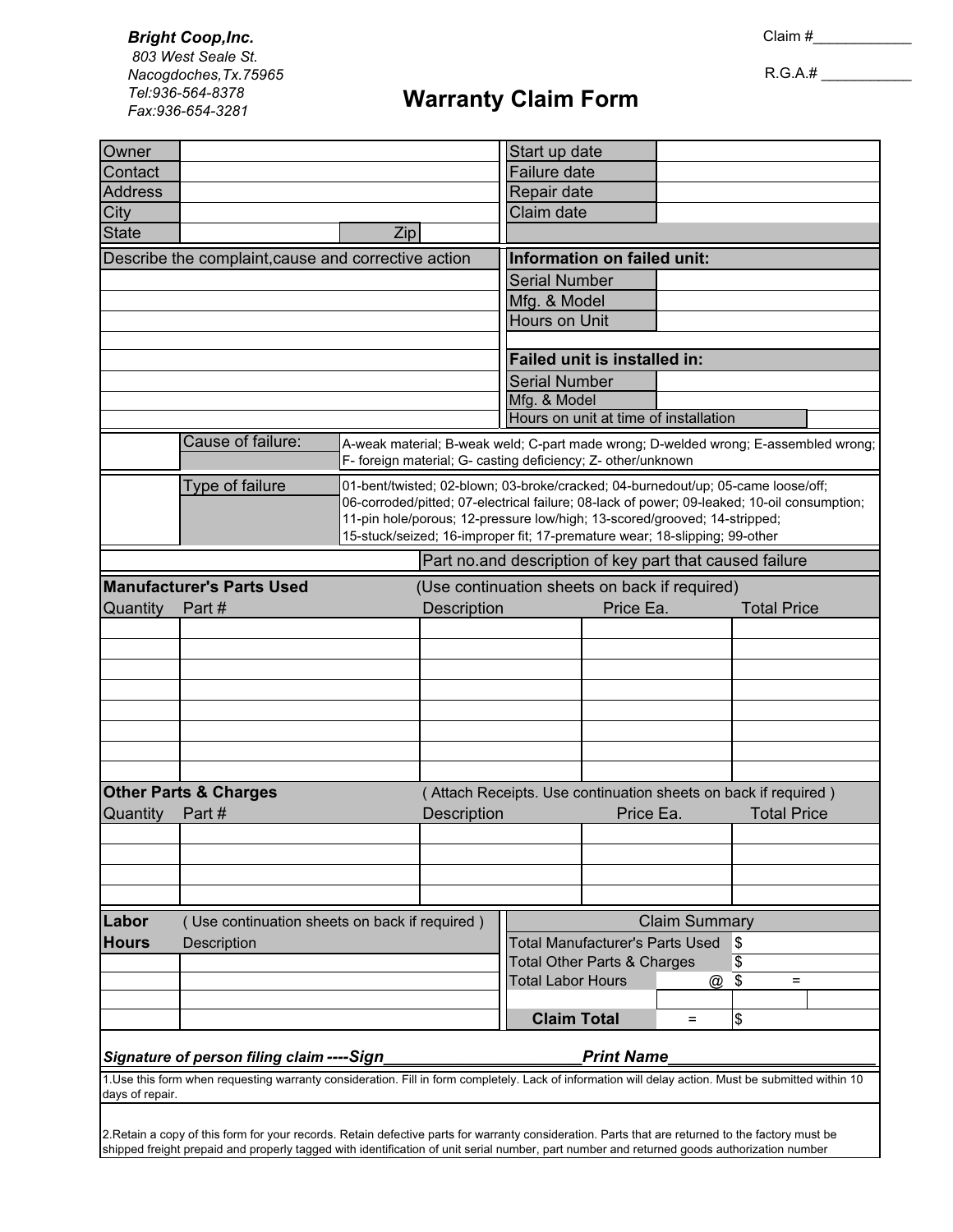**Bright Coop,Inc.**
*803 West Seale St.*
*Nacogdoches,Tx.75965*
*Tel:936-564-8378*
*Fax:936-654-3281*

Claim #____________

R.G.A.# ___________

# Warranty Claim Form

| | | | |
|---|---|---|---|
| Owner | | Start up date | |
| Contact | | Failure date | |
| Address | | Repair date | |
| City | | Claim date | |
| State | Zip | | |

| Describe the complaint,cause and corrective action | **Information on failed unit:** | |
|---|---|---|
| | Serial Number | |
| | Mfg. & Model | |
| | Hours on Unit | |
| | | |
| | **Failed unit is installed in:** | |
| | Serial Number | |
| | Mfg. & Model | |
| | Hours on unit at time of installation | |

| | | |
|---|---|---|
| | Cause of failure: | A-weak material; B-weak weld; C-part made wrong; D-welded wrong; E-assembled wrong; F- foreign material; G- casting deficiency; Z- other/unknown |
| | Type of failure | 01-bent/twisted; 02-blown; 03-broke/cracked; 04-burnedout/up; 05-came loose/off; 06-corroded/pitted; 07-electrical failure; 08-lack of power; 09-leaked; 10-oil consumption; 11-pin hole/porous; 12-pressure low/high; 13-scored/grooved; 14-stripped; 15-stuck/seized; 16-improper fit; 17-premature wear; 18-slipping; 99-other |
| | | Part no.and description of key part that caused failure |

**Manufacturer's Parts Used** (Use continuation sheets on back if required)

| Quantity | Part # | Description | Price Ea. | Total Price |
|---|---|---|---|---|
| | | | | |
| | | | | |
| | | | | |
| | | | | |
| | | | | |
| | | | | |
| | | | | |
| | | | | |

**Other Parts & Charges** ( Attach Receipts. Use continuation sheets on back if required )

| Quantity | Part # | Description | Price Ea. | Total Price |
|---|---|---|---|---|
| | | | | |
| | | | | |
| | | | | |
| | | | | |

| **Labor Hours** | ( Use continuation sheets on back if required ) Description | Claim Summary | | |
|---|---|---|---|---|
| | | Total Manufacturer's Parts Used | | $ |
| | | Total Other Parts & Charges | | $ |
| | | Total Labor Hours | @ | $ = |
| | | | | |
| | | **Claim Total** | = | $ |

***Signature of person filing claim ----Sign______________________Print Name______________________***

1.Use this form when requesting warranty consideration. Fill in form completely. Lack of information will delay action. Must be submitted within 10 days of repair.

2.Retain a copy of this form for your records. Retain defective parts for warranty consideration. Parts that are returned to the factory must be shipped freight prepaid and properly tagged with identification of unit serial number, part number and returned goods authorization number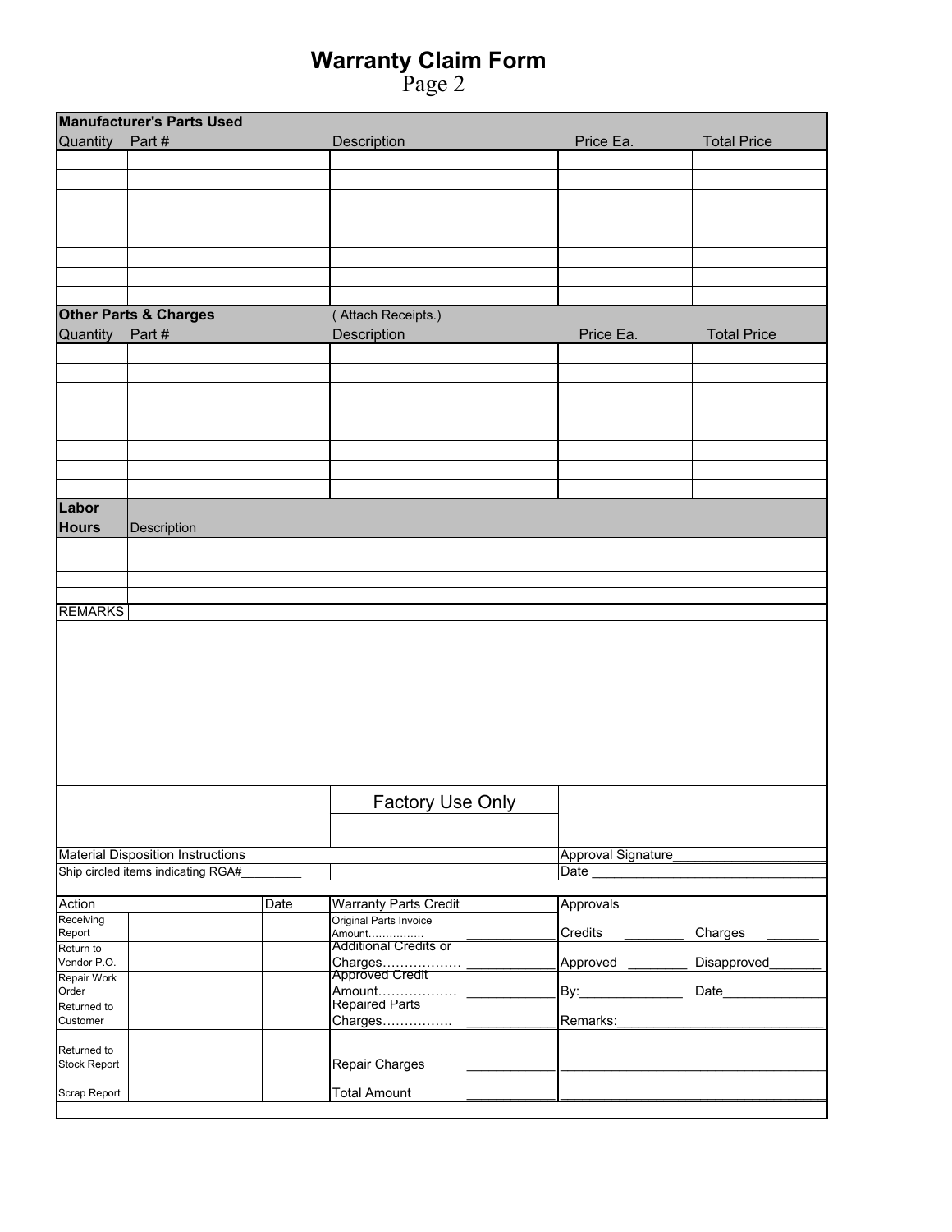# Warranty Claim Form

Page 2

| Manufacturer's Parts Used | | | | |
|---|---|---|---|---|
| Quantity | Part # | Description | Price Ea. | Total Price |
| | | | | |
| | | | | |
| | | | | |
| | | | | |
| | | | | |
| | | | | |
| | | | | |
| | | | | |

| Other Parts & Charges | | ( Attach Receipts.) | | |
|---|---|---|---|---|
| Quantity | Part # | Description | Price Ea. | Total Price |
| | | | | |
| | | | | |
| | | | | |
| | | | | |
| | | | | |
| | | | | |
| | | | | |
| | | | | |

| Labor Hours | Description |
|---|---|
| | |
| | |
| | |
| | |

REMARKS

Factory Use Only

| | | | |
|---|---|---|---|
| Material Disposition Instructions | | Approval Signature__________________ | |
| Ship circled items indicating RGA#________ | | Date ____________________________ | |

| Action | | Date | Warranty Parts Credit | | Approvals | |
|---|---|---|---|---|---|---|
| Receiving Report | | | Original Parts Invoice Amount…………… | ___________ | Credits _______ | Charges _______ |
| Return to Vendor P.O. | | | Additional Credits or Charges……………… | ___________ | Approved _______ | Disapproved_______ |
| Repair Work Order | | | Approved Credit Amount……………… | ___________ | By:______________ | Date______________ |
| Returned to Customer | | | Repaired Parts Charges……………. | ___________ | Remarks:_________________________ | |
| Returned to Stock Report | | | Repair Charges | ___________ | ___________________________________ | |
| Scrap Report | | | Total Amount | ___________ | ___________________________________ | |